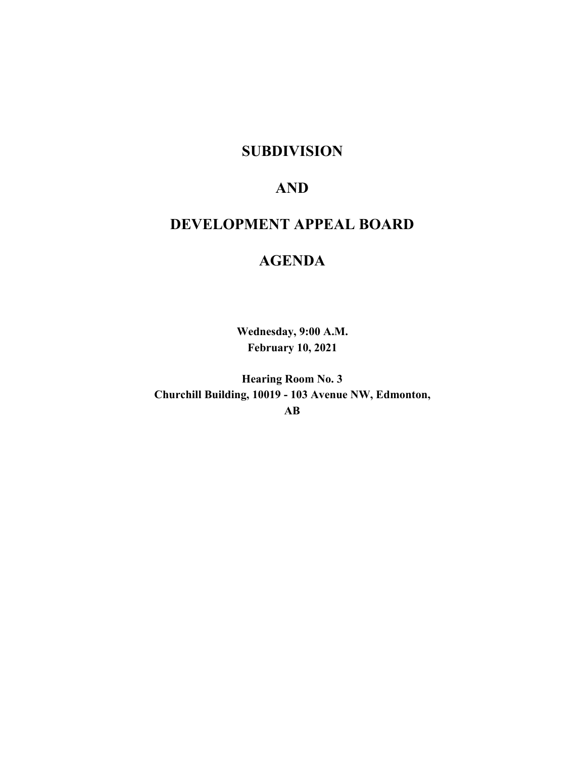# SUBDIVISION

# AND

# DEVELOPMENT APPEAL BOARD

# AGENDA

**Wednesday, 9:00 A.M.**
**February 10, 2021**

**Hearing Room No. 3**
**Churchill Building, 10019 - 103 Avenue NW, Edmonton, AB**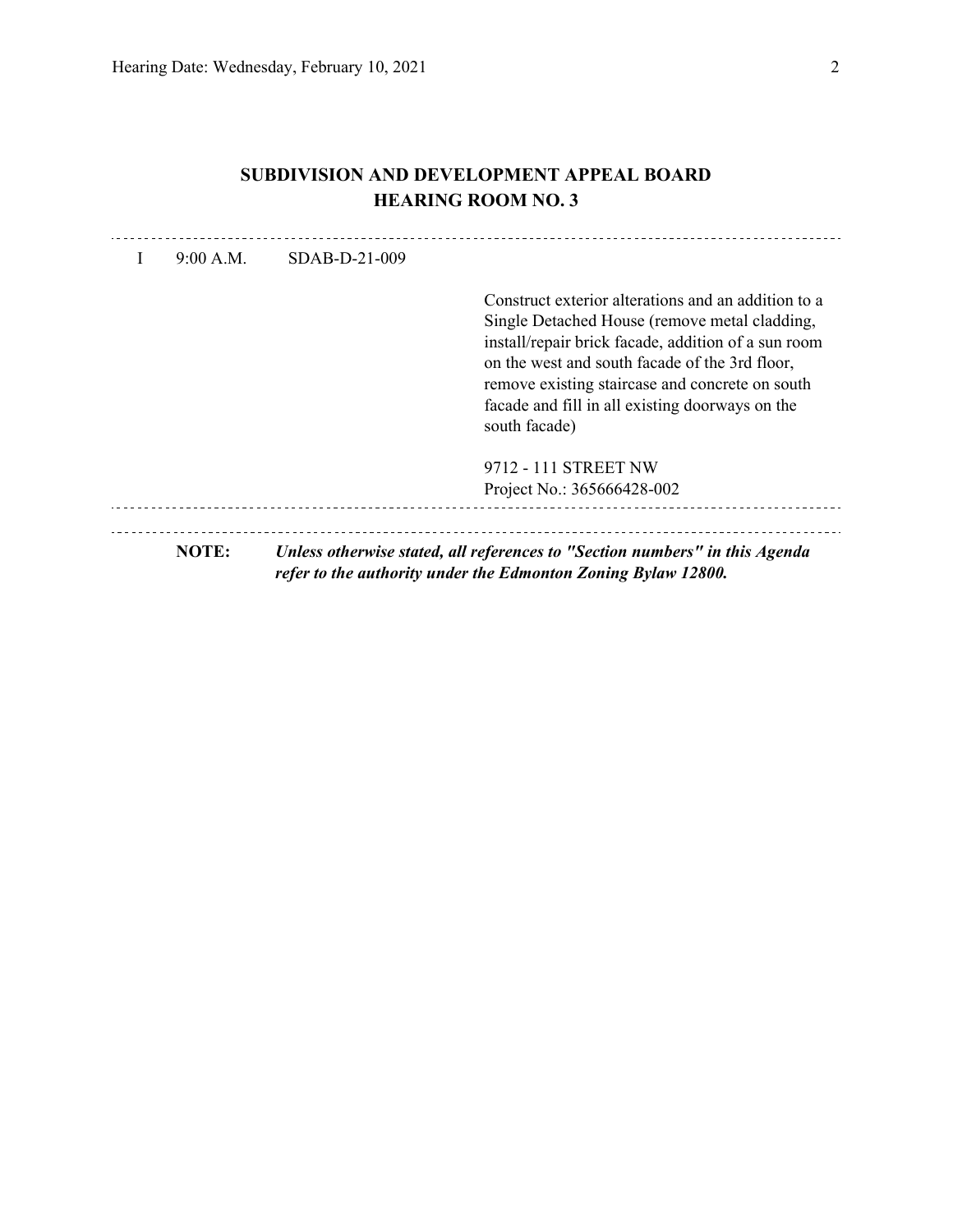## SUBDIVISION AND DEVELOPMENT APPEAL BOARD
## HEARING ROOM NO. 3

---

I 9:00 A.M. SDAB-D-21-009

Construct exterior alterations and an addition to a Single Detached House (remove metal cladding, install/repair brick facade, addition of a sun room on the west and south facade of the 3rd floor, remove existing staircase and concrete on south facade and fill in all existing doorways on the south facade)

9712 - 111 STREET NW
Project No.: 365666428-002

---

**NOTE:** ***Unless otherwise stated, all references to "Section numbers" in this Agenda refer to the authority under the Edmonton Zoning Bylaw 12800.***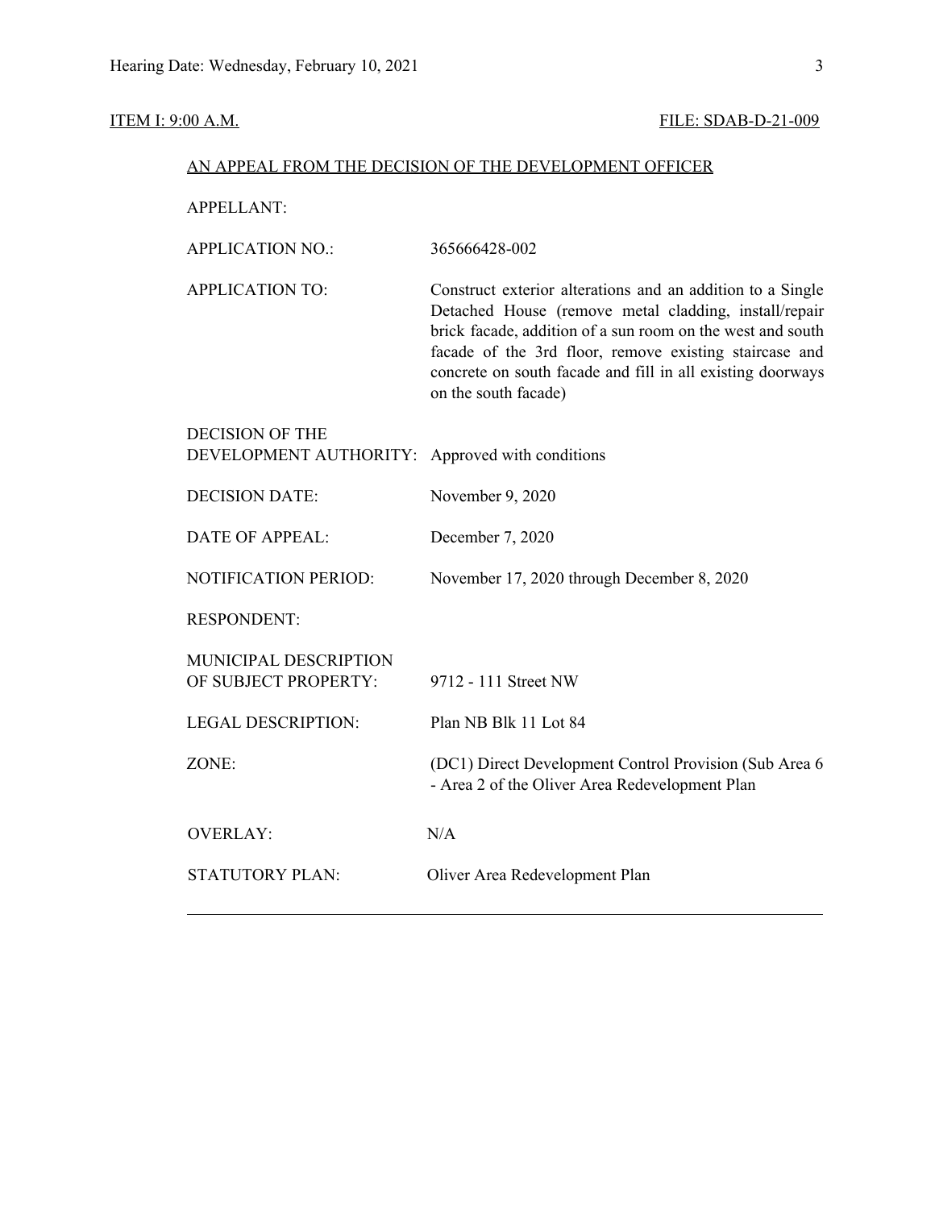ITEM I: 9:00 A.M. FILE: SDAB-D-21-009

AN APPEAL FROM THE DECISION OF THE DEVELOPMENT OFFICER

| | |
|---|---|
| APPELLANT: | |
| APPLICATION NO.: | 365666428-002 |
| APPLICATION TO: | Construct exterior alterations and an addition to a Single Detached House (remove metal cladding, install/repair brick facade, addition of a sun room on the west and south facade of the 3rd floor, remove existing staircase and concrete on south facade and fill in all existing doorways on the south facade) |
| DECISION OF THE DEVELOPMENT AUTHORITY: | Approved with conditions |
| DECISION DATE: | November 9, 2020 |
| DATE OF APPEAL: | December 7, 2020 |
| NOTIFICATION PERIOD: | November 17, 2020 through December 8, 2020 |
| RESPONDENT: | |
| MUNICIPAL DESCRIPTION OF SUBJECT PROPERTY: | 9712 - 111 Street NW |
| LEGAL DESCRIPTION: | Plan NB Blk 11 Lot 84 |
| ZONE: | (DC1) Direct Development Control Provision (Sub Area 6 - Area 2 of the Oliver Area Redevelopment Plan |
| OVERLAY: | N/A |
| STATUTORY PLAN: | Oliver Area Redevelopment Plan |

---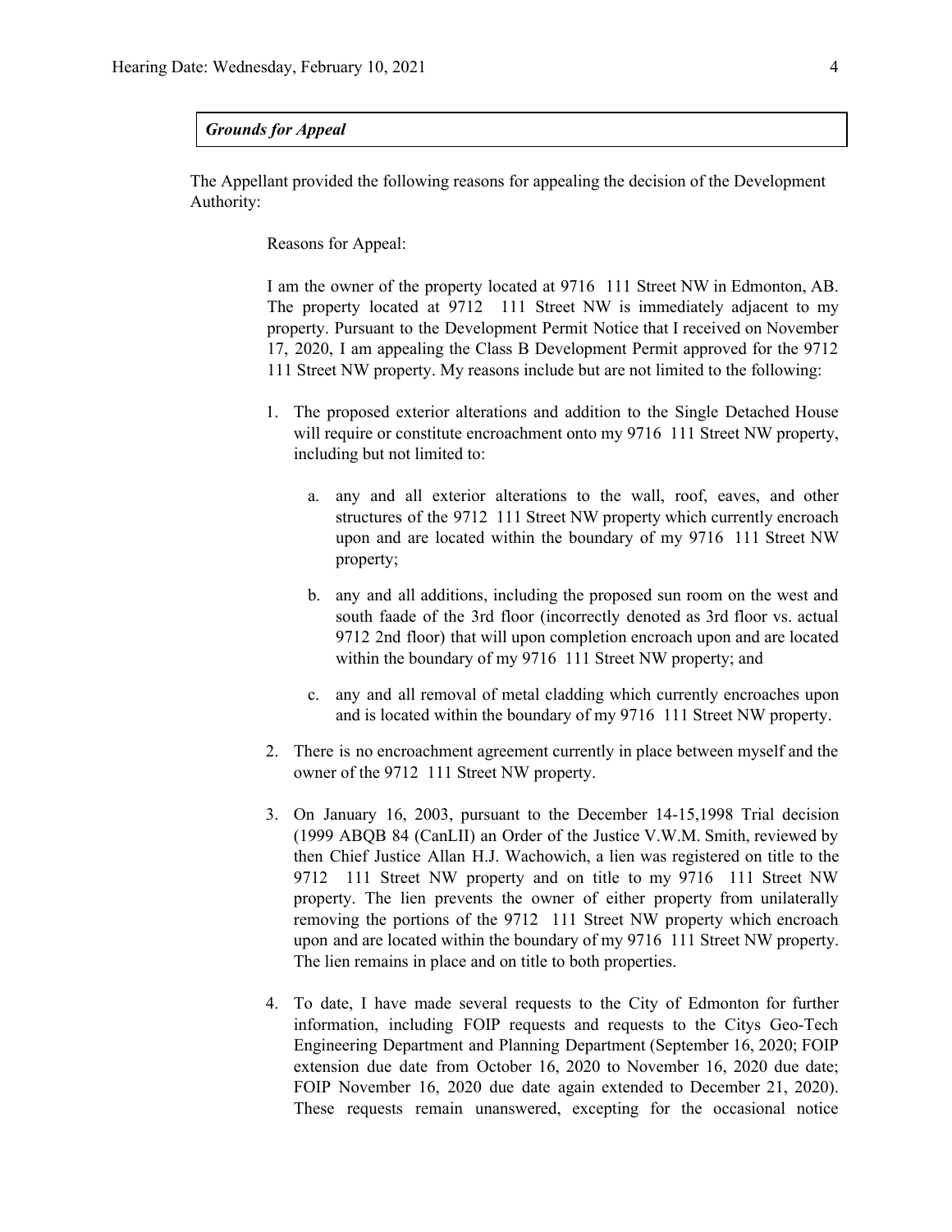*Grounds for Appeal*

The Appellant provided the following reasons for appealing the decision of the Development Authority:

Reasons for Appeal:

I am the owner of the property located at 9716 111 Street NW in Edmonton, AB. The property located at 9712 111 Street NW is immediately adjacent to my property. Pursuant to the Development Permit Notice that I received on November 17, 2020, I am appealing the Class B Development Permit approved for the 9712 111 Street NW property. My reasons include but are not limited to the following:

1. The proposed exterior alterations and addition to the Single Detached House will require or constitute encroachment onto my 9716 111 Street NW property, including but not limited to:

    a. any and all exterior alterations to the wall, roof, eaves, and other structures of the 9712 111 Street NW property which currently encroach upon and are located within the boundary of my 9716 111 Street NW property;

    b. any and all additions, including the proposed sun room on the west and south faade of the 3rd floor (incorrectly denoted as 3rd floor vs. actual 9712 2nd floor) that will upon completion encroach upon and are located within the boundary of my 9716 111 Street NW property; and

    c. any and all removal of metal cladding which currently encroaches upon and is located within the boundary of my 9716 111 Street NW property.

2. There is no encroachment agreement currently in place between myself and the owner of the 9712 111 Street NW property.

3. On January 16, 2003, pursuant to the December 14-15,1998 Trial decision (1999 ABQB 84 (CanLII) an Order of the Justice V.W.M. Smith, reviewed by then Chief Justice Allan H.J. Wachowich, a lien was registered on title to the 9712 111 Street NW property and on title to my 9716 111 Street NW property. The lien prevents the owner of either property from unilaterally removing the portions of the 9712 111 Street NW property which encroach upon and are located within the boundary of my 9716 111 Street NW property. The lien remains in place and on title to both properties.

4. To date, I have made several requests to the City of Edmonton for further information, including FOIP requests and requests to the Citys Geo-Tech Engineering Department and Planning Department (September 16, 2020; FOIP extension due date from October 16, 2020 to November 16, 2020 due date; FOIP November 16, 2020 due date again extended to December 21, 2020). These requests remain unanswered, excepting for the occasional notice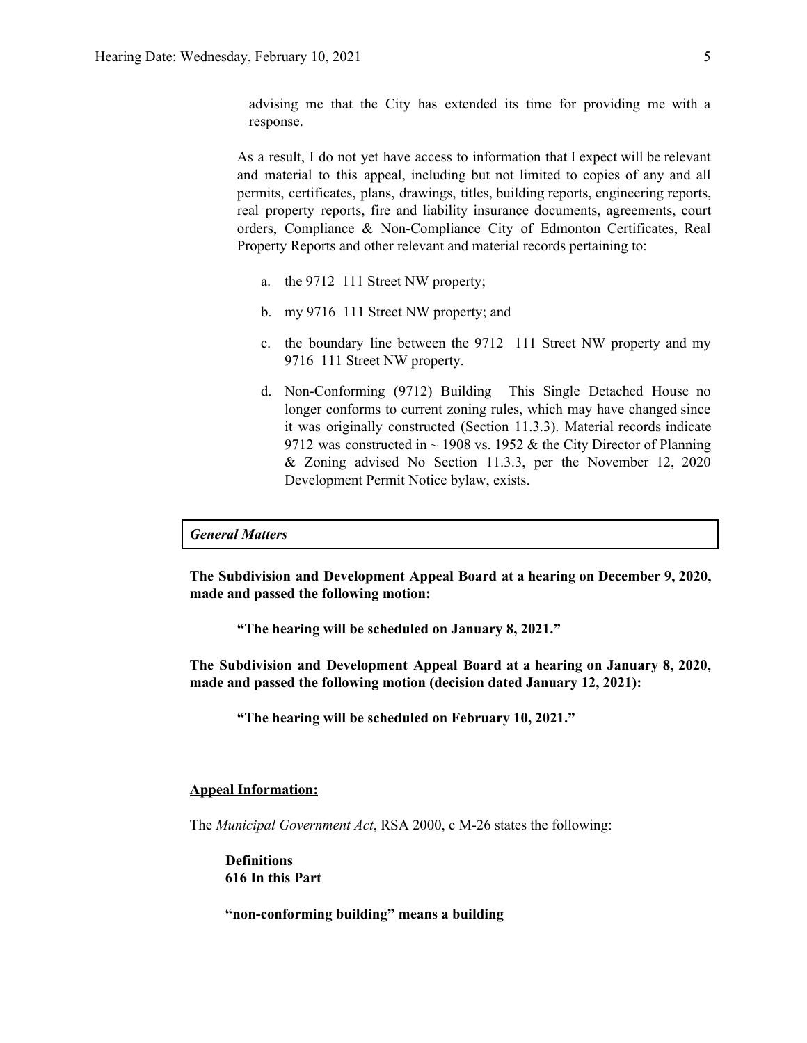advising me that the City has extended its time for providing me with a response.

As a result, I do not yet have access to information that I expect will be relevant and material to this appeal, including but not limited to copies of any and all permits, certificates, plans, drawings, titles, building reports, engineering reports, real property reports, fire and liability insurance documents, agreements, court orders, Compliance & Non-Compliance City of Edmonton Certificates, Real Property Reports and other relevant and material records pertaining to:

a. the 9712 111 Street NW property;

b. my 9716 111 Street NW property; and

c. the boundary line between the 9712 111 Street NW property and my 9716 111 Street NW property.

d. Non-Conforming (9712) Building This Single Detached House no longer conforms to current zoning rules, which may have changed since it was originally constructed (Section 11.3.3). Material records indicate 9712 was constructed in ~ 1908 vs. 1952 & the City Director of Planning & Zoning advised No Section 11.3.3, per the November 12, 2020 Development Permit Notice bylaw, exists.

***General Matters***

**The Subdivision and Development Appeal Board at a hearing on December 9, 2020, made and passed the following motion:**

**"The hearing will be scheduled on January 8, 2021."**

**The Subdivision and Development Appeal Board at a hearing on January 8, 2020, made and passed the following motion (decision dated January 12, 2021):**

**"The hearing will be scheduled on February 10, 2021."**

**Appeal Information:**

The *Municipal Government Act*, RSA 2000, c M-26 states the following:

**Definitions**
**616 In this Part**

**"non-conforming building" means a building**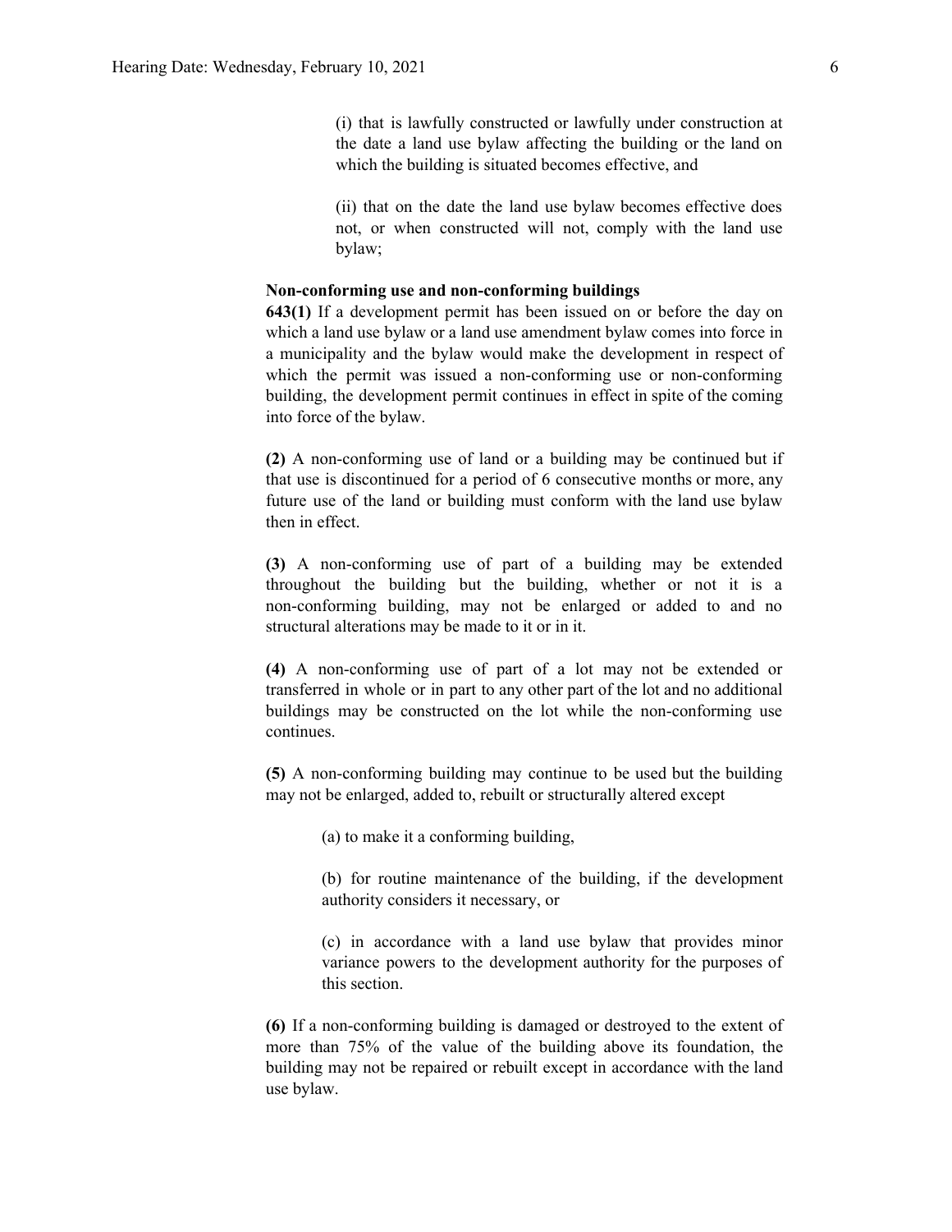(i) that is lawfully constructed or lawfully under construction at the date a land use bylaw affecting the building or the land on which the building is situated becomes effective, and

(ii) that on the date the land use bylaw becomes effective does not, or when constructed will not, comply with the land use bylaw;

**Non-conforming use and non-conforming buildings**

**643(1)** If a development permit has been issued on or before the day on which a land use bylaw or a land use amendment bylaw comes into force in a municipality and the bylaw would make the development in respect of which the permit was issued a non-conforming use or non-conforming building, the development permit continues in effect in spite of the coming into force of the bylaw.

**(2)** A non-conforming use of land or a building may be continued but if that use is discontinued for a period of 6 consecutive months or more, any future use of the land or building must conform with the land use bylaw then in effect.

**(3)** A non-conforming use of part of a building may be extended throughout the building but the building, whether or not it is a non-conforming building, may not be enlarged or added to and no structural alterations may be made to it or in it.

**(4)** A non-conforming use of part of a lot may not be extended or transferred in whole or in part to any other part of the lot and no additional buildings may be constructed on the lot while the non-conforming use continues.

**(5)** A non-conforming building may continue to be used but the building may not be enlarged, added to, rebuilt or structurally altered except

(a) to make it a conforming building,

(b) for routine maintenance of the building, if the development authority considers it necessary, or

(c) in accordance with a land use bylaw that provides minor variance powers to the development authority for the purposes of this section.

**(6)** If a non-conforming building is damaged or destroyed to the extent of more than 75% of the value of the building above its foundation, the building may not be repaired or rebuilt except in accordance with the land use bylaw.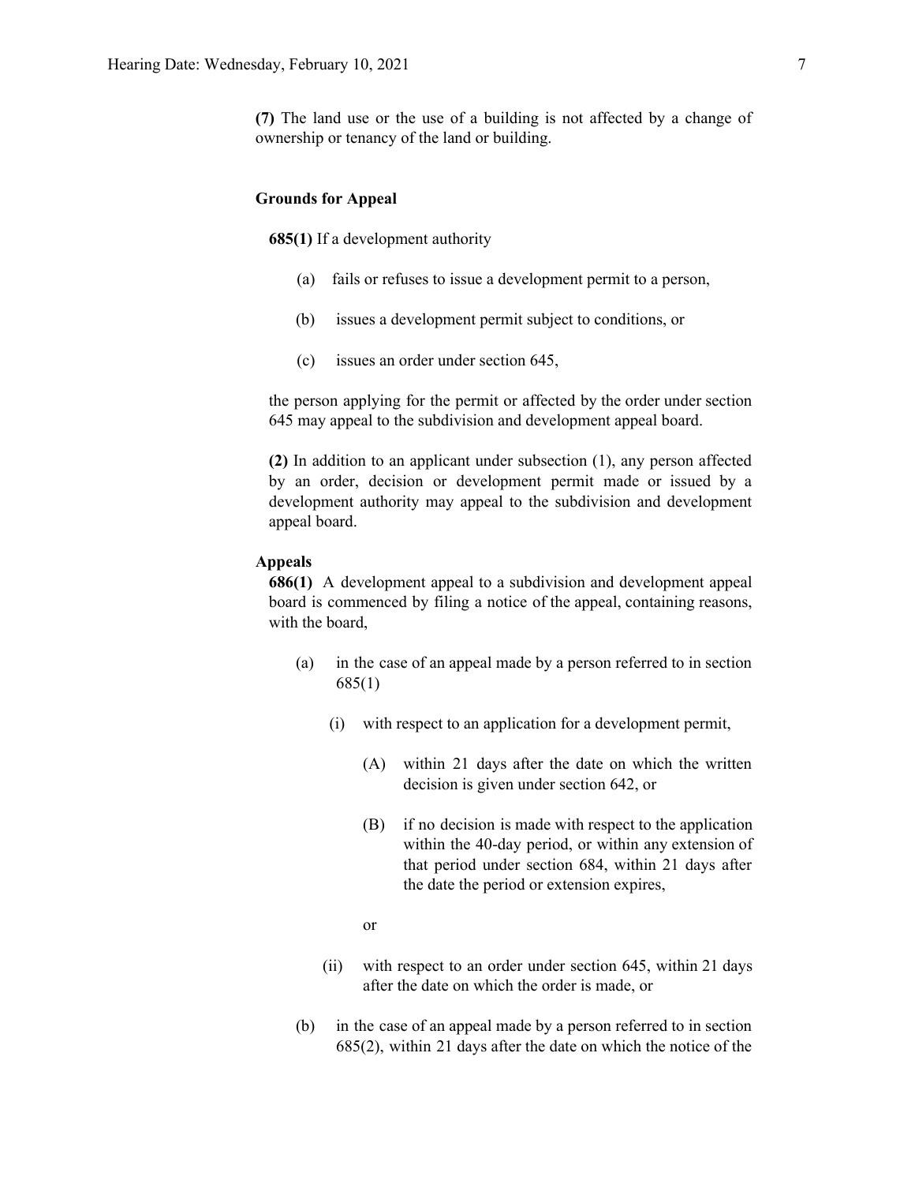**(7)** The land use or the use of a building is not affected by a change of ownership or tenancy of the land or building.

**Grounds for Appeal**

**685(1)** If a development authority

(a) fails or refuses to issue a development permit to a person,

(b) issues a development permit subject to conditions, or

(c) issues an order under section 645,

the person applying for the permit or affected by the order under section 645 may appeal to the subdivision and development appeal board.

**(2)** In addition to an applicant under subsection (1), any person affected by an order, decision or development permit made or issued by a development authority may appeal to the subdivision and development appeal board.

**Appeals**

**686(1)** A development appeal to a subdivision and development appeal board is commenced by filing a notice of the appeal, containing reasons, with the board,

(a) in the case of an appeal made by a person referred to in section 685(1)

(i) with respect to an application for a development permit,

(A) within 21 days after the date on which the written decision is given under section 642, or

(B) if no decision is made with respect to the application within the 40-day period, or within any extension of that period under section 684, within 21 days after the date the period or extension expires,

or

(ii) with respect to an order under section 645, within 21 days after the date on which the order is made, or

(b) in the case of an appeal made by a person referred to in section 685(2), within 21 days after the date on which the notice of the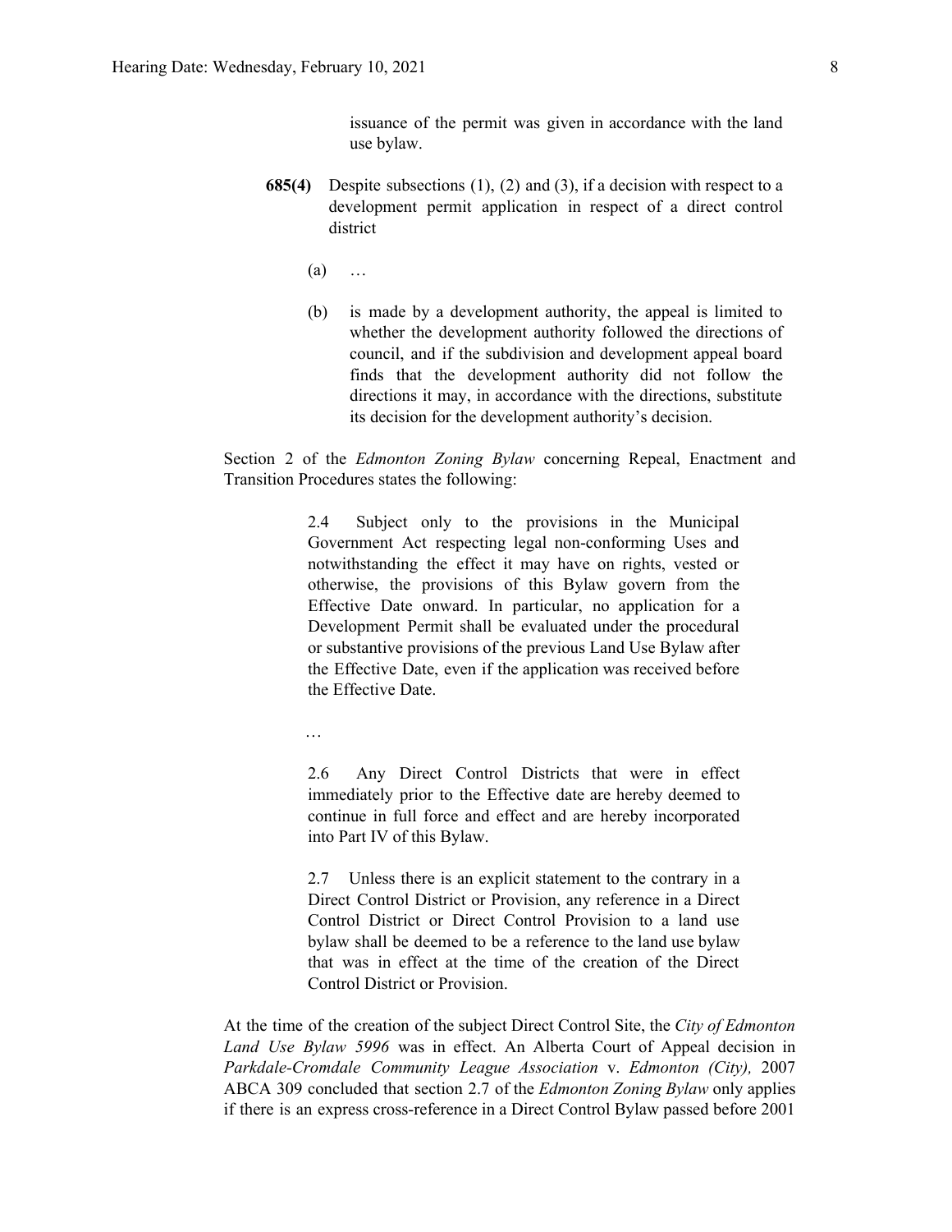issuance of the permit was given in accordance with the land use bylaw.

**685(4)** Despite subsections (1), (2) and (3), if a decision with respect to a development permit application in respect of a direct control district

(a) …

(b) is made by a development authority, the appeal is limited to whether the development authority followed the directions of council, and if the subdivision and development appeal board finds that the development authority did not follow the directions it may, in accordance with the directions, substitute its decision for the development authority's decision.

Section 2 of the *Edmonton Zoning Bylaw* concerning Repeal, Enactment and Transition Procedures states the following:

> 2.4 Subject only to the provisions in the Municipal Government Act respecting legal non-conforming Uses and notwithstanding the effect it may have on rights, vested or otherwise, the provisions of this Bylaw govern from the Effective Date onward. In particular, no application for a Development Permit shall be evaluated under the procedural or substantive provisions of the previous Land Use Bylaw after the Effective Date, even if the application was received before the Effective Date.
>
> …
>
> 2.6 Any Direct Control Districts that were in effect immediately prior to the Effective date are hereby deemed to continue in full force and effect and are hereby incorporated into Part IV of this Bylaw.
>
> 2.7 Unless there is an explicit statement to the contrary in a Direct Control District or Provision, any reference in a Direct Control District or Direct Control Provision to a land use bylaw shall be deemed to be a reference to the land use bylaw that was in effect at the time of the creation of the Direct Control District or Provision.

At the time of the creation of the subject Direct Control Site, the *City of Edmonton Land Use Bylaw 5996* was in effect. An Alberta Court of Appeal decision in *Parkdale-Cromdale Community League Association* v. *Edmonton (City),* 2007 ABCA 309 concluded that section 2.7 of the *Edmonton Zoning Bylaw* only applies if there is an express cross-reference in a Direct Control Bylaw passed before 2001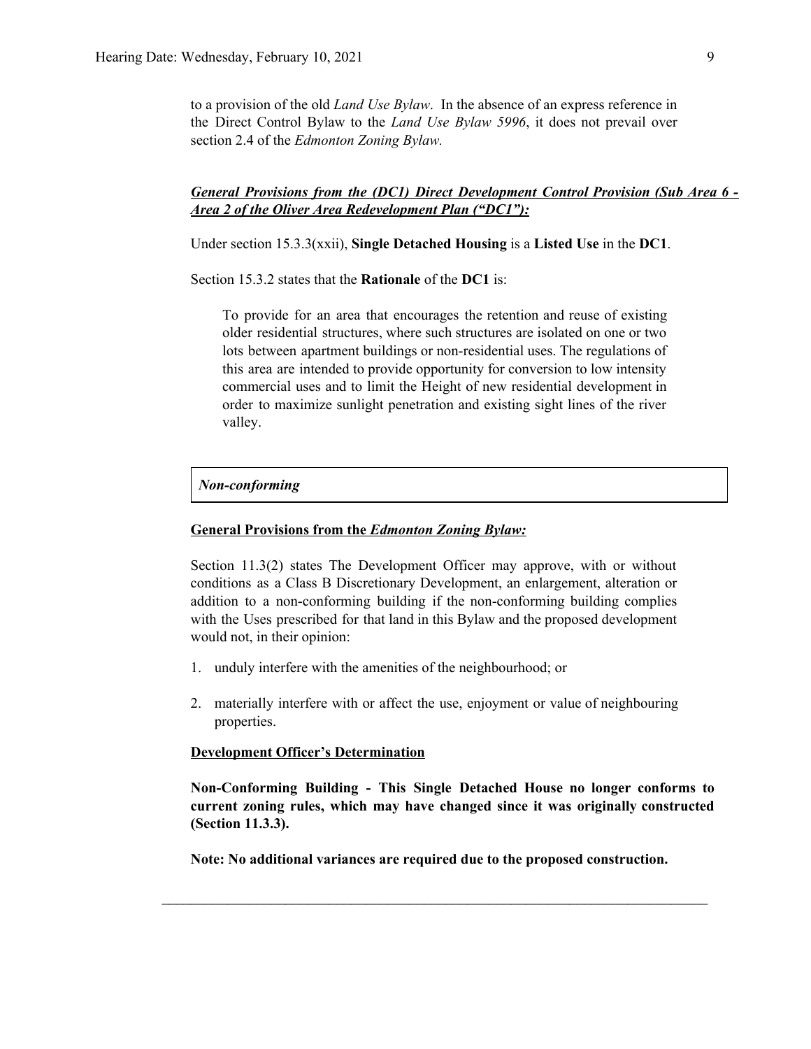to a provision of the old *Land Use Bylaw*. In the absence of an express reference in the Direct Control Bylaw to the *Land Use Bylaw 5996*, it does not prevail over section 2.4 of the *Edmonton Zoning Bylaw.*

***General Provisions from the (DC1) Direct Development Control Provision (Sub Area 6 - Area 2 of the Oliver Area Redevelopment Plan ("DC1"):***

Under section 15.3.3(xxii), **Single Detached Housing** is a **Listed Use** in the **DC1**.

Section 15.3.2 states that the **Rationale** of the **DC1** is:

> To provide for an area that encourages the retention and reuse of existing older residential structures, where such structures are isolated on one or two lots between apartment buildings or non-residential uses. The regulations of this area are intended to provide opportunity for conversion to low intensity commercial uses and to limit the Height of new residential development in order to maximize sunlight penetration and existing sight lines of the river valley.

| *Non-conforming* |
|---|

**General Provisions from the *Edmonton Zoning Bylaw:***

Section 11.3(2) states The Development Officer may approve, with or without conditions as a Class B Discretionary Development, an enlargement, alteration or addition to a non-conforming building if the non-conforming building complies with the Uses prescribed for that land in this Bylaw and the proposed development would not, in their opinion:

1. unduly interfere with the amenities of the neighbourhood; or
2. materially interfere with or affect the use, enjoyment or value of neighbouring properties.

**Development Officer's Determination**

**Non-Conforming Building - This Single Detached House no longer conforms to current zoning rules, which may have changed since it was originally constructed (Section 11.3.3).**

**Note: No additional variances are required due to the proposed construction.**

---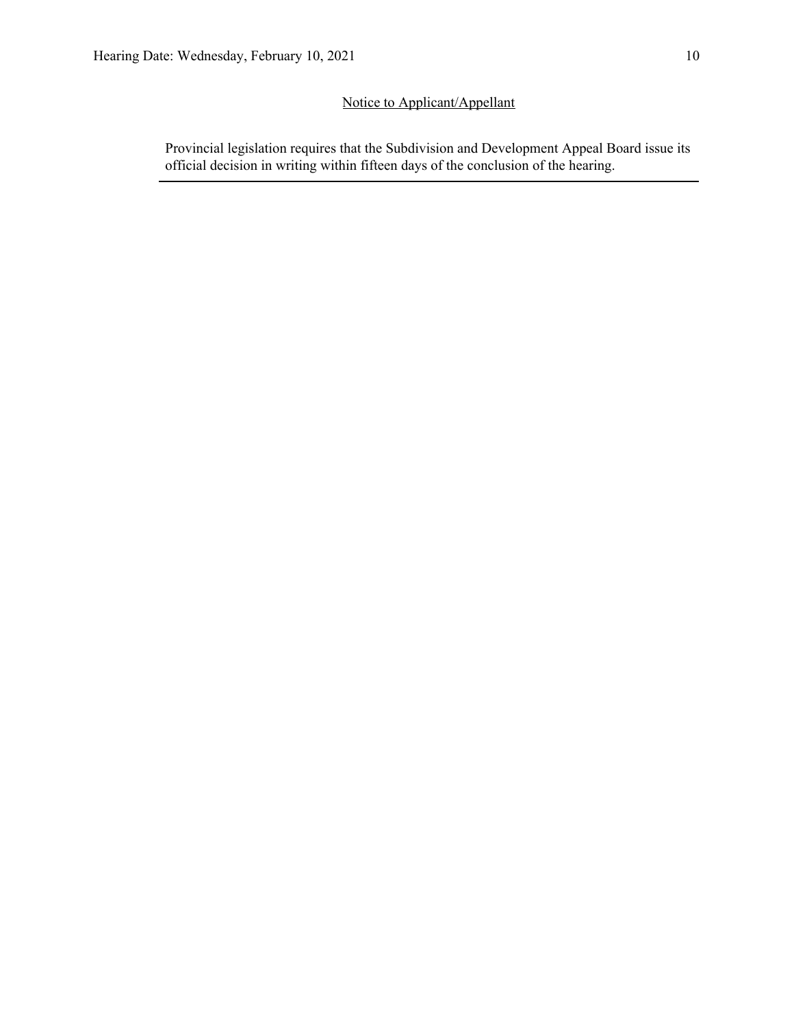Notice to Applicant/Appellant

Provincial legislation requires that the Subdivision and Development Appeal Board issue its official decision in writing within fifteen days of the conclusion of the hearing.

---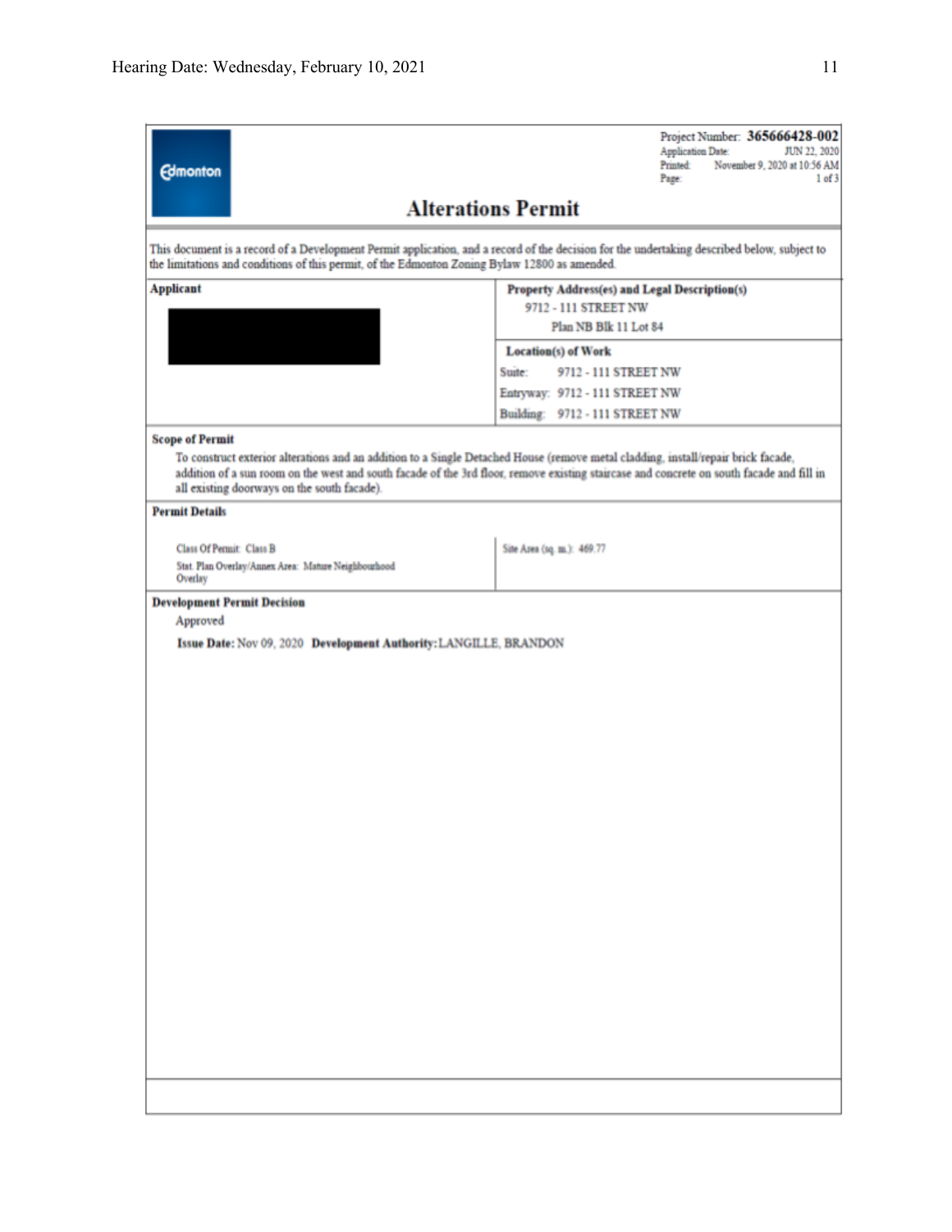Edmonton

Project Number: **365666428-002**
Application Date: JUN 22, 2020
Printed: November 9, 2020 at 10:56 AM
Page: 1 of 3

# Alterations Permit

This document is a record of a Development Permit application, and a record of the decision for the undertaking described below, subject to the limitations and conditions of this permit, of the Edmonton Zoning Bylaw 12800 as amended.

| **Applicant** | **Property Address(es) and Legal Description(s)** |
|---|---|
| | 9712 - 111 STREET NW<br>Plan NB Blk 11 Lot 84 |
| | **Location(s) of Work**<br>Suite: 9712 - 111 STREET NW<br>Entryway: 9712 - 111 STREET NW<br>Building: 9712 - 111 STREET NW |

**Scope of Permit**

To construct exterior alterations and an addition to a Single Detached House (remove metal cladding, install/repair brick facade, addition of a sun room on the west and south facade of the 3rd floor, remove existing staircase and concrete on south facade and fill in all existing doorways on the south facade).

**Permit Details**

| | |
|---|---|
| Class Of Permit: Class B<br>Stat. Plan Overlay/Annex Area: Mature Neighbourhood Overlay | Site Area (sq. m.): 469.77 |

**Development Permit Decision**

Approved

**Issue Date:** Nov 09, 2020 **Development Authority:** LANGILLE, BRANDON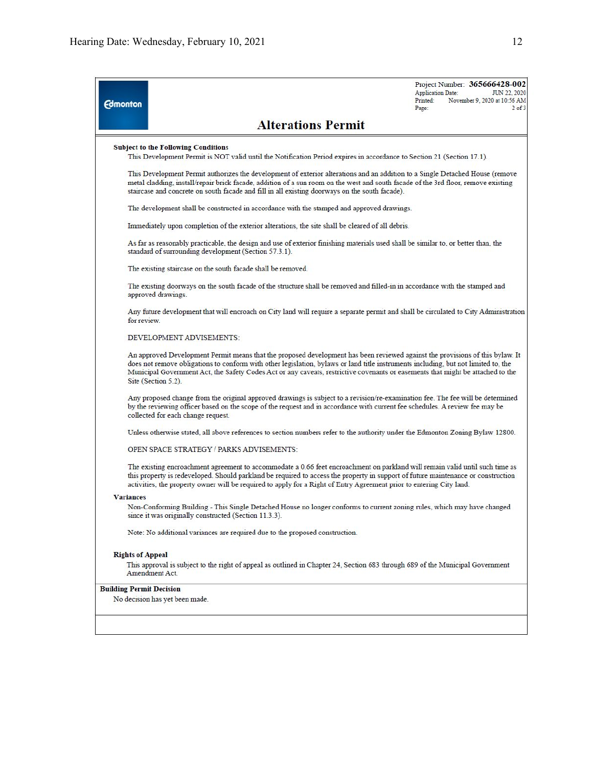Edmonton

Project Number: **365666428-002**
Application Date: JUN 22, 2020
Printed: November 9, 2020 at 10:56 AM
Page: 2 of 3

# Alterations Permit

**Subject to the Following Conditions**

This Development Permit is NOT valid until the Notification Period expires in accordance to Section 21 (Section 17.1).

This Development Permit authorizes the development of exterior alterations and an addition to a Single Detached House (remove metal cladding, install/repair brick facade, addition of a sun room on the west and south facade of the 3rd floor, remove existing staircase and concrete on south facade and fill in all existing doorways on the south facade).

The development shall be constructed in accordance with the stamped and approved drawings.

Immediately upon completion of the exterior alterations, the site shall be cleared of all debris.

As far as reasonably practicable, the design and use of exterior finishing materials used shall be similar to, or better than, the standard of surrounding development (Section 57.3.1).

The existing staircase on the south facade shall be removed.

The existing doorways on the south facade of the structure shall be removed and filled-in in accordance with the stamped and approved drawings.

Any future development that will encroach on City land will require a separate permit and shall be circulated to City Administration for review.

DEVELOPMENT ADVISEMENTS:

An approved Development Permit means that the proposed development has been reviewed against the provisions of this bylaw. It does not remove obligations to conform with other legislation, bylaws or land title instruments including, but not limited to, the Municipal Government Act, the Safety Codes Act or any caveats, restrictive covenants or easements that might be attached to the Site (Section 5.2).

Any proposed change from the original approved drawings is subject to a revision/re-examination fee. The fee will be determined by the reviewing officer based on the scope of the request and in accordance with current fee schedules. A review fee may be collected for each change request.

Unless otherwise stated, all above references to section numbers refer to the authority under the Edmonton Zoning Bylaw 12800.

OPEN SPACE STRATEGY / PARKS ADVISEMENTS:

The existing encroachment agreement to accommodate a 0.66 feet encroachment on parkland will remain valid until such time as this property is redeveloped. Should parkland be required to access the property in support of future maintenance or construction activities, the property owner will be required to apply for a Right of Entry Agreement prior to entering City land.

**Variances**

Non-Conforming Building - This Single Detached House no longer conforms to current zoning rules, which may have changed since it was originally constructed (Section 11.3.3).

Note: No additional variances are required due to the proposed construction.

**Rights of Appeal**

This approval is subject to the right of appeal as outlined in Chapter 24, Section 683 through 689 of the Municipal Government Amendment Act.

**Building Permit Decision**

No decision has yet been made.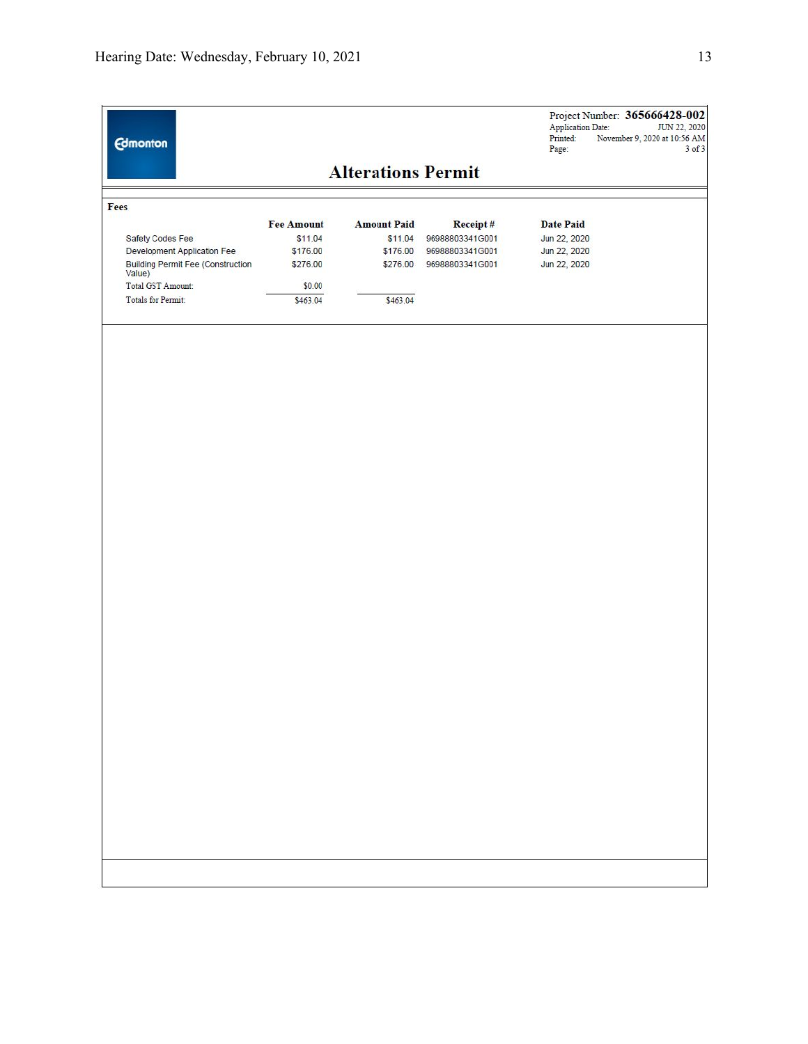Edmonton

Project Number: **365666428-002**
Application Date: JUN 22, 2020
Printed: November 9, 2020 at 10:56 AM
Page: 3 of 3

# Alterations Permit

**Fees**

| | Fee Amount | Amount Paid | Receipt # | Date Paid |
|---|---|---|---|---|
| Safety Codes Fee | $11.04 | $11.04 | 96988803341G001 | Jun 22, 2020 |
| Development Application Fee | $176.00 | $176.00 | 96988803341G001 | Jun 22, 2020 |
| Building Permit Fee (Construction Value) | $276.00 | $276.00 | 96988803341G001 | Jun 22, 2020 |
| Total GST Amount: | $0.00 | | | |
| Totals for Permit: | $463.04 | $463.04 | | |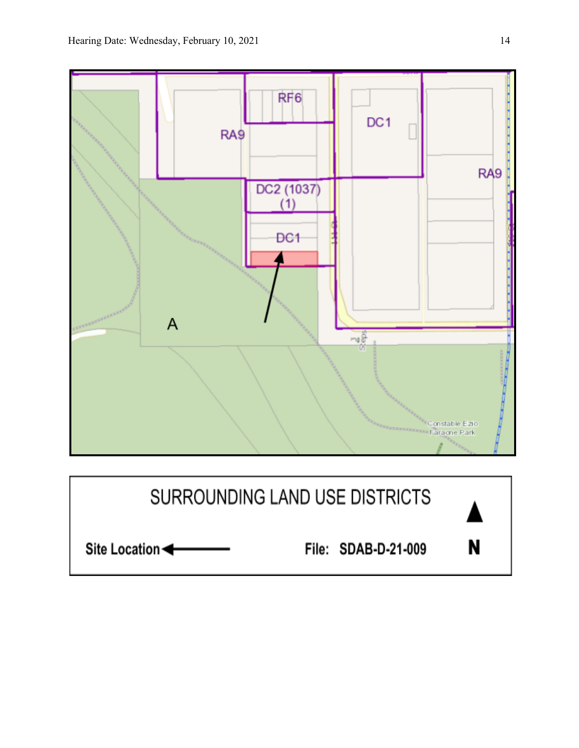RF6

RA9

DC1

RA9

DC2 (1037) (1)

DC1

A

Constable Ezio Faraone Park

SURROUNDING LAND USE DISTRICTS

Site Location ←

File: SDAB-D-21-009

N